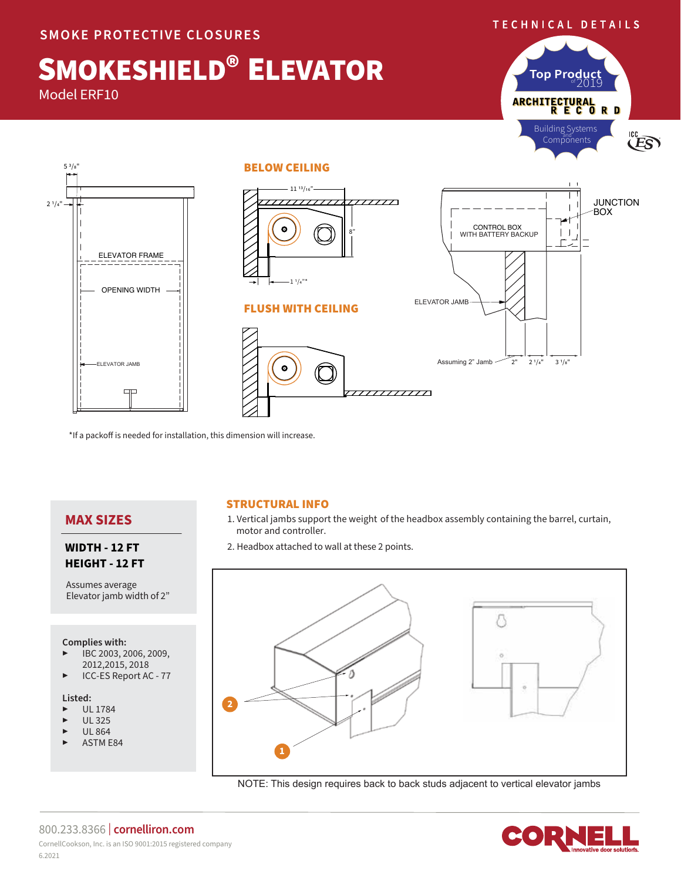SMOKE PROTECTIVE CLOSURES

TECHNICAL DETAILS

# SMOKESHIELD® ELEVATOR

Model ERF10

Top Product of 2019
ARCHITECTURAL RECORD
Building Systems and Components

ICC ES

5 3/8"

2 1/4"

ELEVATOR FRAME

OPENING WIDTH

ELEVATOR JAMB

## BELOW CEILING

11 13/16"

8"

1 1/4"*

## FLUSH WITH CEILING

JUNCTION BOX

CONTROL BOX WITH BATTERY BACKUP

ELEVATOR JAMB

Assuming 2" Jamb 2" 2 1/4" 3 1/8"

*If a packoff is needed for installation, this dimension will increase.

## MAX SIZES

**WIDTH - 12 FT**
**HEIGHT - 12 FT**

Assumes average Elevator jamb width of 2"

**Complies with:**
- IBC 2003, 2006, 2009, 2012,2015, 2018
- ICC-ES Report AC - 77

**Listed:**
- UL 1784
- UL 325
- UL 864
- ASTM E84

## STRUCTURAL INFO

1. Vertical jambs support the weight of the headbox assembly containing the barrel, curtain, motor and controller.
2. Headbox attached to wall at these 2 points.

NOTE: This design requires back to back studs adjacent to vertical elevator jambs

800.233.8366 | cornelliron.com

CornellCookson, Inc. is an ISO 9001:2015 registered company

6.2021

CORNELL Innovative door solutions.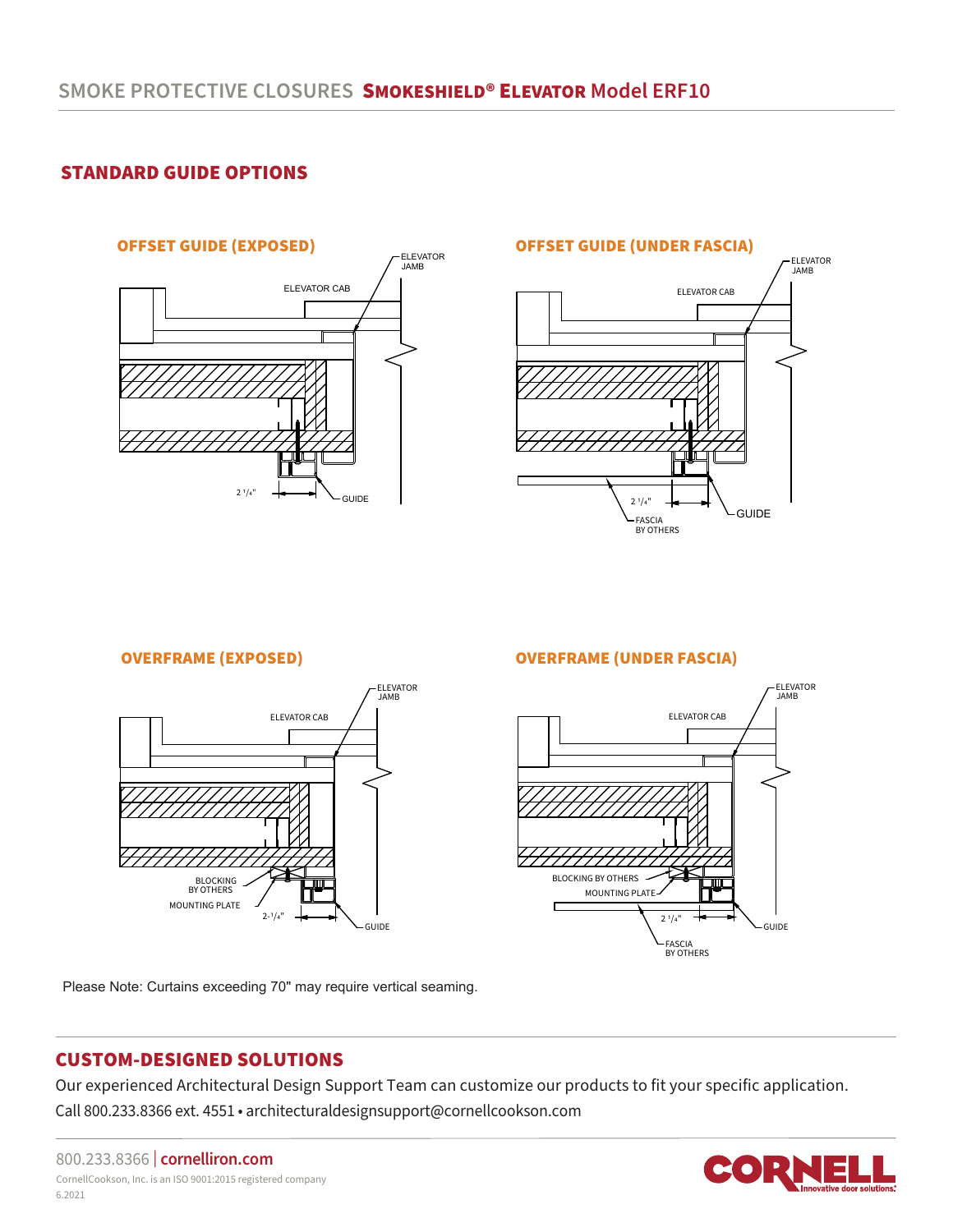SMOKE PROTECTIVE CLOSURES **SMOKESHIELD® ELEVATOR** Model ERF10

## STANDARD GUIDE OPTIONS

### OFFSET GUIDE (EXPOSED)

ELEVATOR JAMB

ELEVATOR CAB

2 1/4"

GUIDE

### OFFSET GUIDE (UNDER FASCIA)

ELEVATOR JAMB

ELEVATOR CAB

2 1/4"

FASCIA BY OTHERS

GUIDE

### OVERFRAME (EXPOSED)

ELEVATOR JAMB

ELEVATOR CAB

BLOCKING BY OTHERS

MOUNTING PLATE

2-1/4"

GUIDE

### OVERFRAME (UNDER FASCIA)

ELEVATOR JAMB

ELEVATOR CAB

BLOCKING BY OTHERS

MOUNTING PLATE

2 1/4"

FASCIA BY OTHERS

GUIDE

Please Note: Curtains exceeding 70" may require vertical seaming.

## CUSTOM-DESIGNED SOLUTIONS

Our experienced Architectural Design Support Team can customize our products to fit your specific application.
Call 800.233.8366 ext. 4551 • architecturaldesignsupport@cornellcookson.com

800.233.8366 | **cornelliron.com**

CornellCookson, Inc. is an ISO 9001:2015 registered company

6.2021

CORNELL Innovative door solutions.